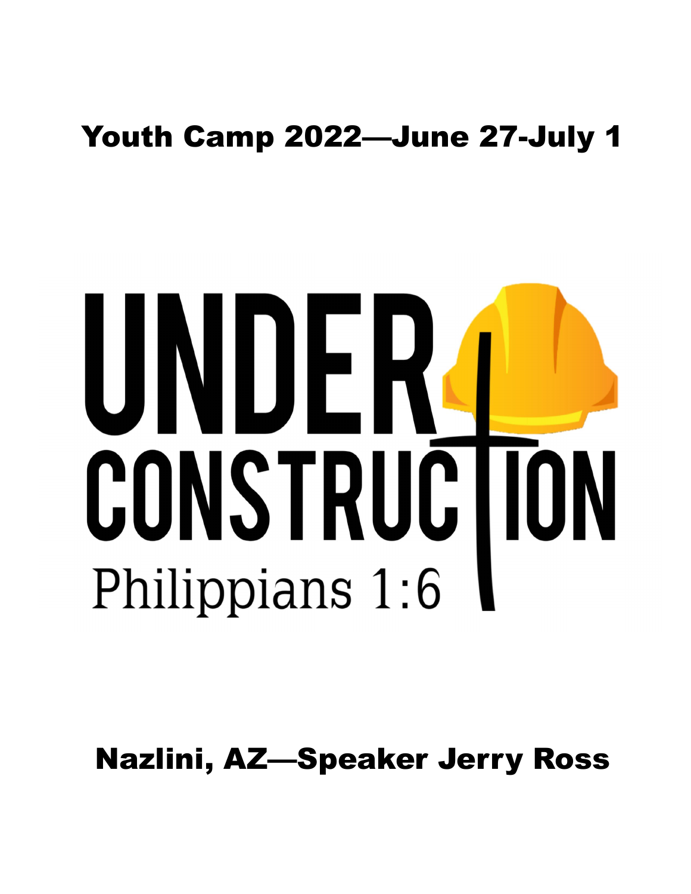# Youth Camp 2022—June 27-July 1

# UNDER CONSTRUCTION

Philippians 1:6

## Nazlini, AZ—Speaker Jerry Ross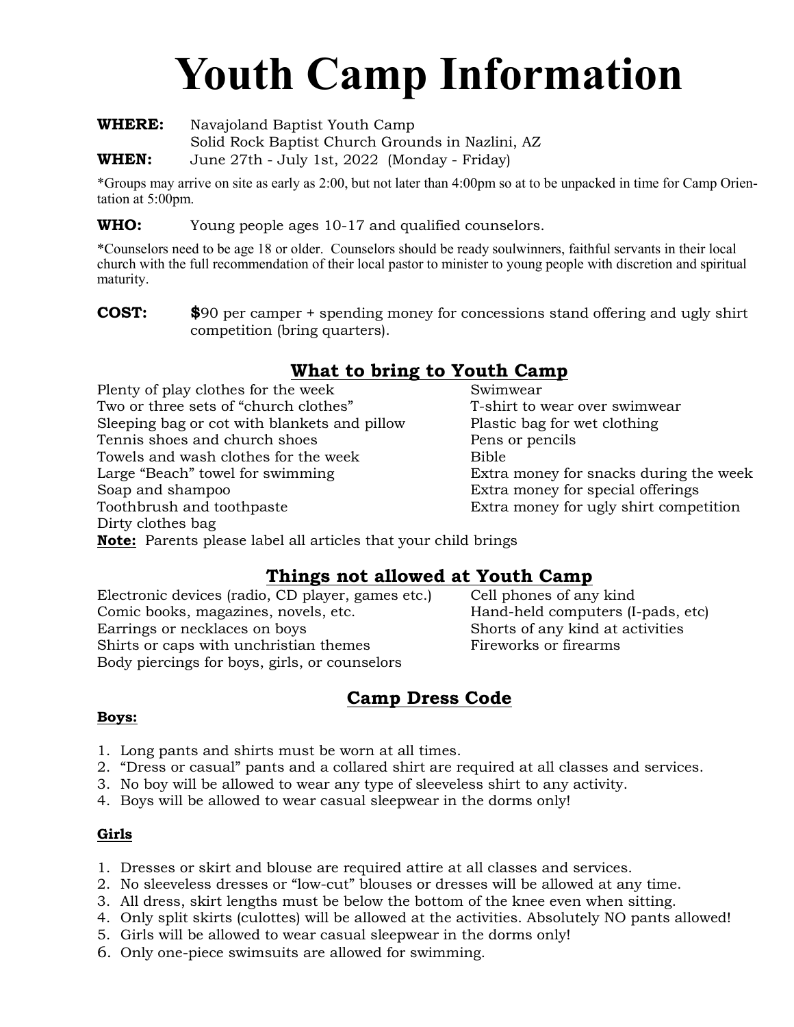# Youth Camp Information

**WHERE:** Navajoland Baptist Youth Camp
Solid Rock Baptist Church Grounds in Nazlini, AZ

**WHEN:** June 27th - July 1st, 2022 (Monday - Friday)

*Groups may arrive on site as early as 2:00, but not later than 4:00pm so at to be unpacked in time for Camp Orientation at 5:00pm.

**WHO:** Young people ages 10-17 and qualified counselors.

*Counselors need to be age 18 or older. Counselors should be ready soulwinners, faithful servants in their local church with the full recommendation of their local pastor to minister to young people with discretion and spiritual maturity.

**COST:** **$**90 per camper + spending money for concessions stand offering and ugly shirt competition (bring quarters).

## What to bring to Youth Camp

- Plenty of play clothes for the week
- Two or three sets of "church clothes"
- Sleeping bag or cot with blankets and pillow
- Tennis shoes and church shoes
- Towels and wash clothes for the week
- Large "Beach" towel for swimming
- Soap and shampoo
- Toothbrush and toothpaste
- Dirty clothes bag
- Swimwear
- T-shirt to wear over swimwear
- Plastic bag for wet clothing
- Pens or pencils
- Bible
- Extra money for snacks during the week
- Extra money for special offerings
- Extra money for ugly shirt competition

**Note:** Parents please label all articles that your child brings

## Things not allowed at Youth Camp

- Electronic devices (radio, CD player, games etc.)
- Comic books, magazines, novels, etc.
- Earrings or necklaces on boys
- Shirts or caps with unchristian themes
- Body piercings for boys, girls, or counselors
- Cell phones of any kind
- Hand-held computers (I-pads, etc)
- Shorts of any kind at activities
- Fireworks or firearms

## Camp Dress Code

**Boys:**

1. Long pants and shirts must be worn at all times.
2. "Dress or casual" pants and a collared shirt are required at all classes and services.
3. No boy will be allowed to wear any type of sleeveless shirt to any activity.
4. Boys will be allowed to wear casual sleepwear in the dorms only!

**Girls**

1. Dresses or skirt and blouse are required attire at all classes and services.
2. No sleeveless dresses or "low-cut" blouses or dresses will be allowed at any time.
3. All dress, skirt lengths must be below the bottom of the knee even when sitting.
4. Only split skirts (culottes) will be allowed at the activities. Absolutely NO pants allowed!
5. Girls will be allowed to wear casual sleepwear in the dorms only!
6. Only one-piece swimsuits are allowed for swimming.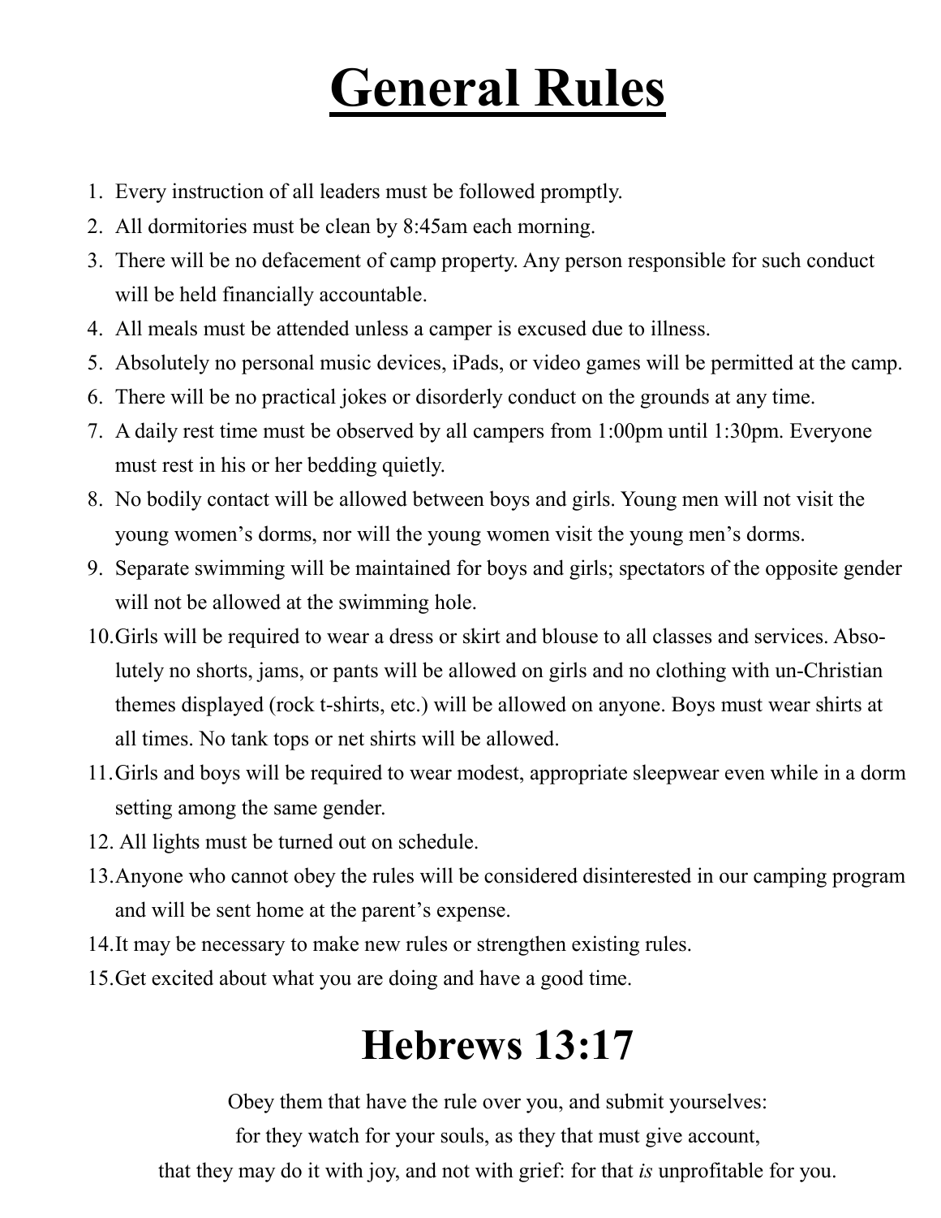# General Rules

1. Every instruction of all leaders must be followed promptly.
2. All dormitories must be clean by 8:45am each morning.
3. There will be no defacement of camp property. Any person responsible for such conduct will be held financially accountable.
4. All meals must be attended unless a camper is excused due to illness.
5. Absolutely no personal music devices, iPads, or video games will be permitted at the camp.
6. There will be no practical jokes or disorderly conduct on the grounds at any time.
7. A daily rest time must be observed by all campers from 1:00pm until 1:30pm. Everyone must rest in his or her bedding quietly.
8. No bodily contact will be allowed between boys and girls. Young men will not visit the young women's dorms, nor will the young women visit the young men's dorms.
9. Separate swimming will be maintained for boys and girls; spectators of the opposite gender will not be allowed at the swimming hole.
10. Girls will be required to wear a dress or skirt and blouse to all classes and services. Absolutely no shorts, jams, or pants will be allowed on girls and no clothing with un-Christian themes displayed (rock t-shirts, etc.) will be allowed on anyone. Boys must wear shirts at all times. No tank tops or net shirts will be allowed.
11. Girls and boys will be required to wear modest, appropriate sleepwear even while in a dorm setting among the same gender.
12. All lights must be turned out on schedule.
13. Anyone who cannot obey the rules will be considered disinterested in our camping program and will be sent home at the parent's expense.
14. It may be necessary to make new rules or strengthen existing rules.
15. Get excited about what you are doing and have a good time.

# Hebrews 13:17

Obey them that have the rule over you, and submit yourselves:
for they watch for your souls, as they that must give account,
that they may do it with joy, and not with grief: for that *is* unprofitable for you.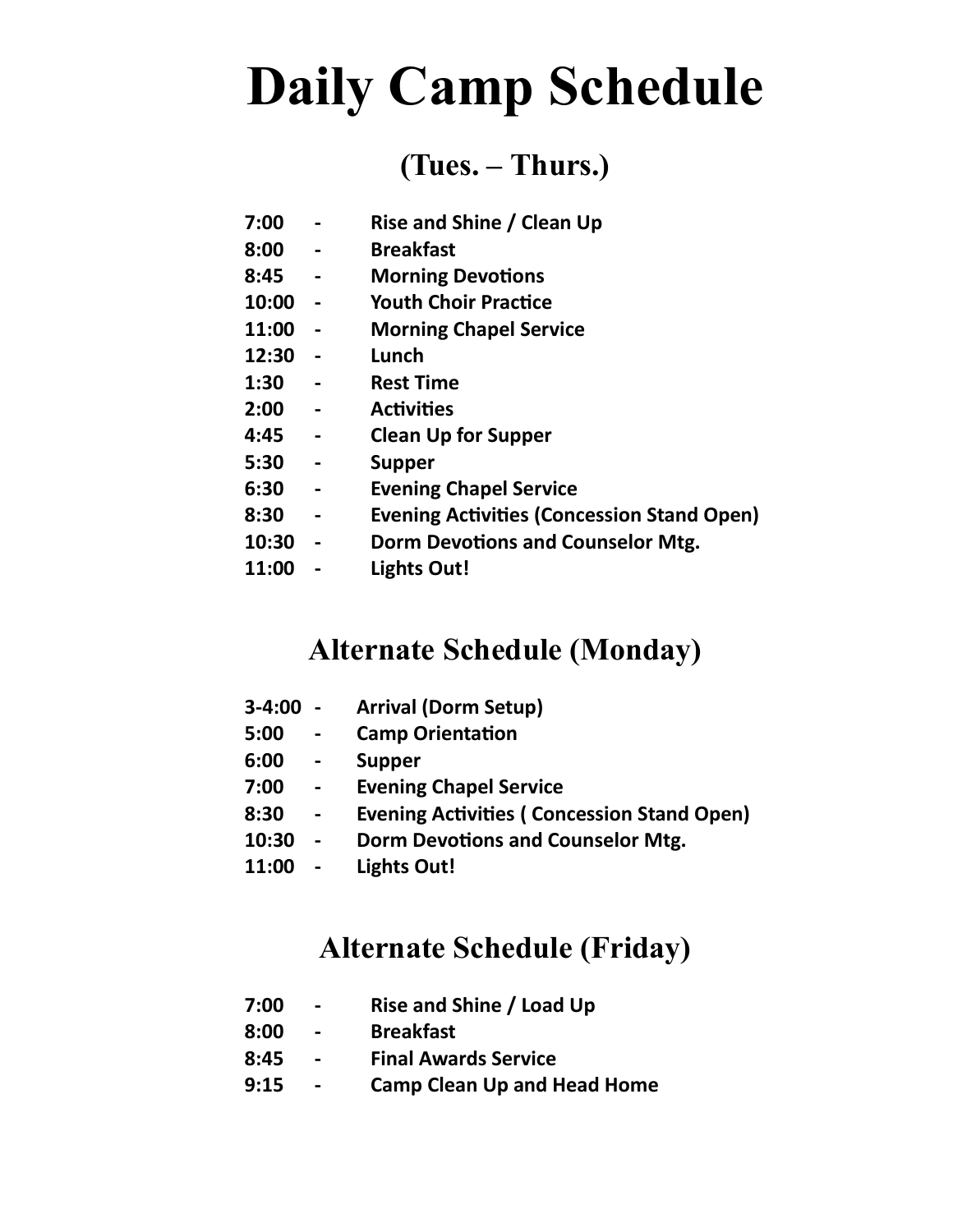# Daily Camp Schedule

## (Tues. – Thurs.)

**7:00 - Rise and Shine / Clean Up**
**8:00 - Breakfast**
**8:45 - Morning Devotions**
**10:00 - Youth Choir Practice**
**11:00 - Morning Chapel Service**
**12:30 - Lunch**
**1:30 - Rest Time**
**2:00 - Activities**
**4:45 - Clean Up for Supper**
**5:30 - Supper**
**6:30 - Evening Chapel Service**
**8:30 - Evening Activities (Concession Stand Open)**
**10:30 - Dorm Devotions and Counselor Mtg.**
**11:00 - Lights Out!**

## Alternate Schedule (Monday)

**3-4:00 - Arrival (Dorm Setup)**
**5:00 - Camp Orientation**
**6:00 - Supper**
**7:00 - Evening Chapel Service**
**8:30 - Evening Activities ( Concession Stand Open)**
**10:30 - Dorm Devotions and Counselor Mtg.**
**11:00 - Lights Out!**

## Alternate Schedule (Friday)

**7:00 - Rise and Shine / Load Up**
**8:00 - Breakfast**
**8:45 - Final Awards Service**
**9:15 - Camp Clean Up and Head Home**